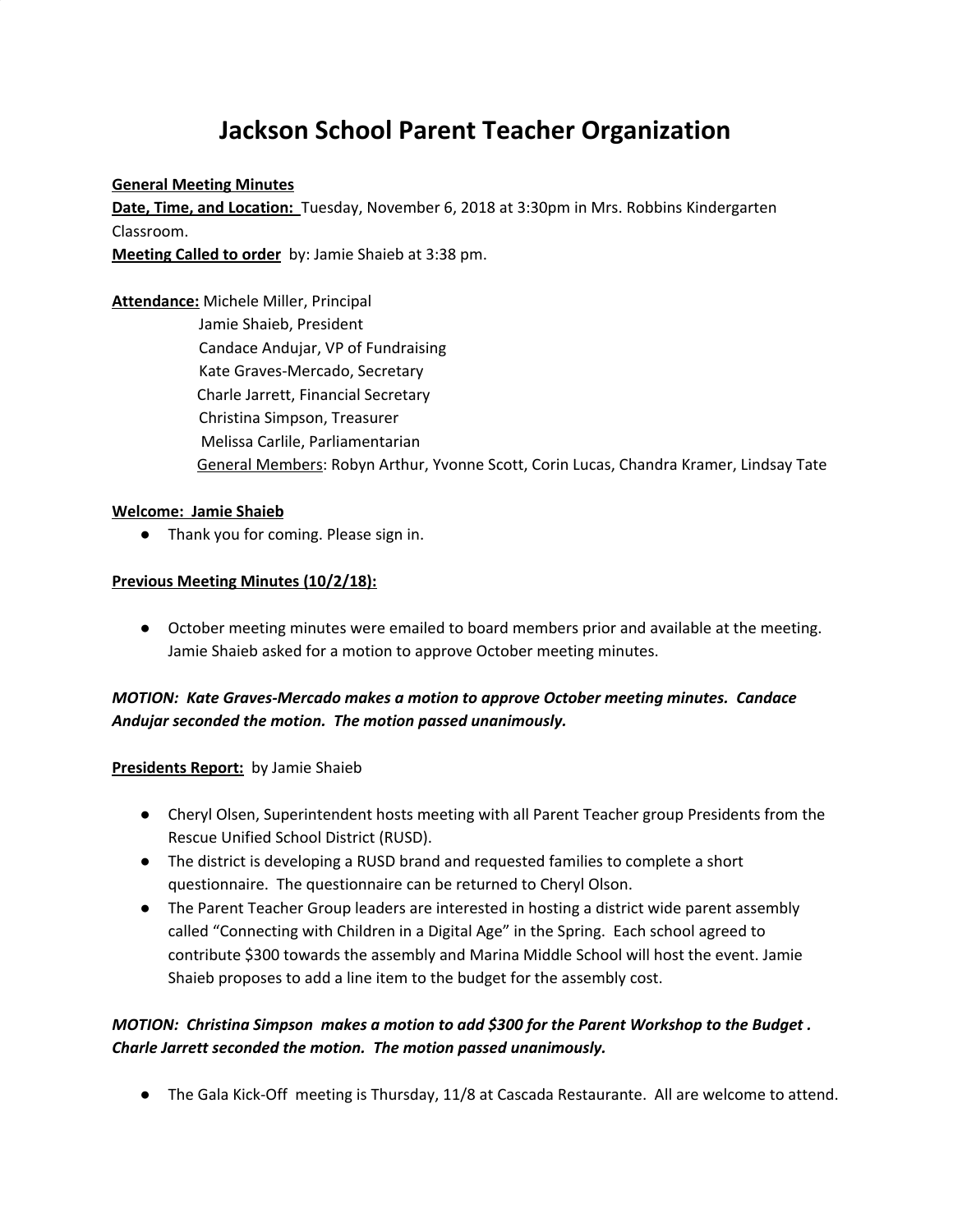# Jackson School Parent Teacher Organization

**General Meeting Minutes**

**Date, Time, and Location:** Tuesday, November 6, 2018 at 3:30pm in Mrs. Robbins Kindergarten Classroom.

**Meeting Called to order** by: Jamie Shaieb at 3:38 pm.

**Attendance:** Michele Miller, Principal
Jamie Shaieb, President
Candace Andujar, VP of Fundraising
Kate Graves-Mercado, Secretary
Charle Jarrett, Financial Secretary
Christina Simpson, Treasurer
Melissa Carlile, Parliamentarian
General Members: Robyn Arthur, Yvonne Scott, Corin Lucas, Chandra Kramer, Lindsay Tate

**Welcome: Jamie Shaieb**

- Thank you for coming. Please sign in.

**Previous Meeting Minutes (10/2/18):**

- October meeting minutes were emailed to board members prior and available at the meeting. Jamie Shaieb asked for a motion to approve October meeting minutes.

***MOTION: Kate Graves-Mercado makes a motion to approve October meeting minutes. Candace Andujar seconded the motion. The motion passed unanimously.***

**Presidents Report:** by Jamie Shaieb

- Cheryl Olsen, Superintendent hosts meeting with all Parent Teacher group Presidents from the Rescue Unified School District (RUSD).
- The district is developing a RUSD brand and requested families to complete a short questionnaire. The questionnaire can be returned to Cheryl Olson.
- The Parent Teacher Group leaders are interested in hosting a district wide parent assembly called "Connecting with Children in a Digital Age" in the Spring. Each school agreed to contribute $300 towards the assembly and Marina Middle School will host the event. Jamie Shaieb proposes to add a line item to the budget for the assembly cost.

***MOTION: Christina Simpson makes a motion to add $300 for the Parent Workshop to the Budget . Charle Jarrett seconded the motion. The motion passed unanimously.***

- The Gala Kick-Off meeting is Thursday, 11/8 at Cascada Restaurante. All are welcome to attend.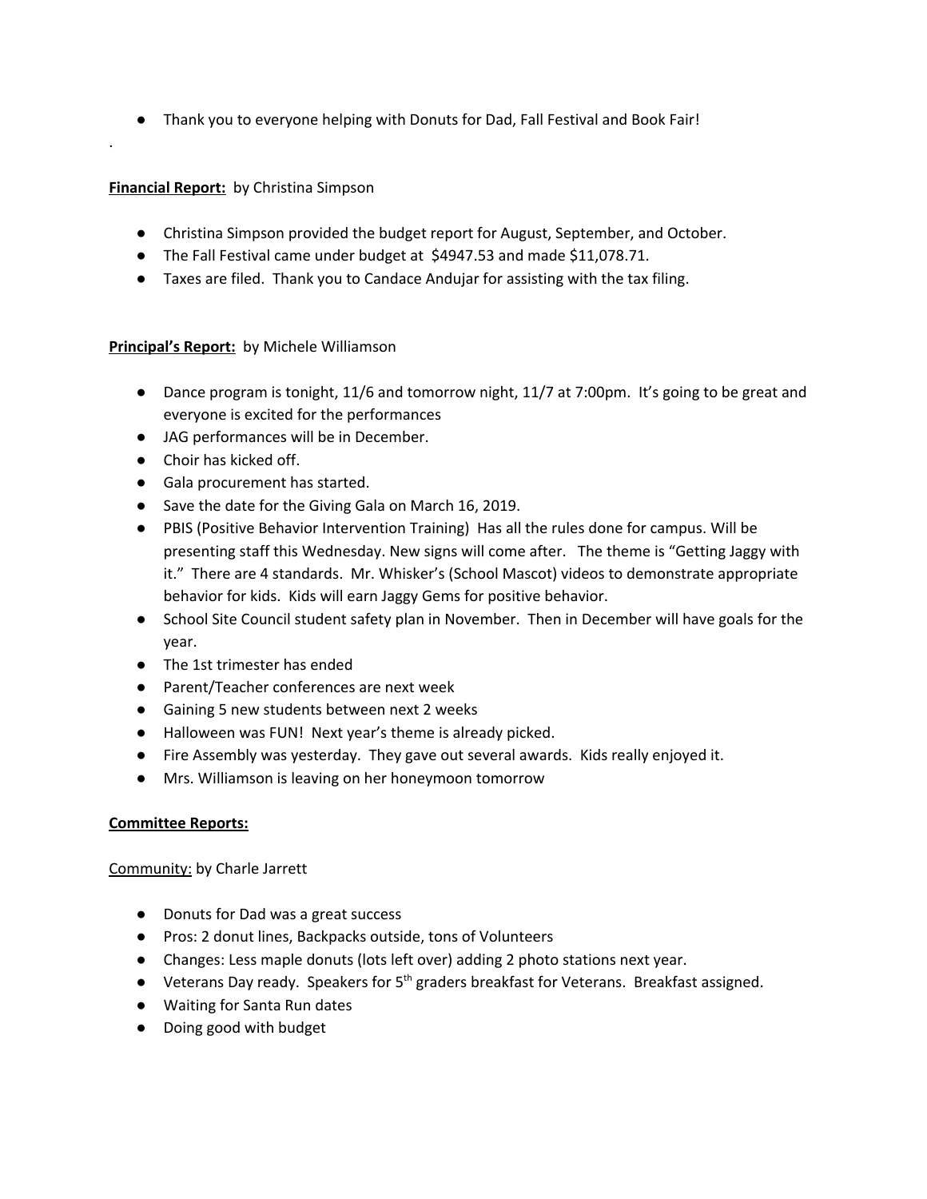- Thank you to everyone helping with Donuts for Dad, Fall Festival and Book Fair!

.

**Financial Report:** by Christina Simpson

- Christina Simpson provided the budget report for August, September, and October.
- The Fall Festival came under budget at $4947.53 and made $11,078.71.
- Taxes are filed. Thank you to Candace Andujar for assisting with the tax filing.

**Principal's Report:** by Michele Williamson

- Dance program is tonight, 11/6 and tomorrow night, 11/7 at 7:00pm. It's going to be great and everyone is excited for the performances
- JAG performances will be in December.
- Choir has kicked off.
- Gala procurement has started.
- Save the date for the Giving Gala on March 16, 2019.
- PBIS (Positive Behavior Intervention Training) Has all the rules done for campus. Will be presenting staff this Wednesday. New signs will come after. The theme is "Getting Jaggy with it." There are 4 standards. Mr. Whisker's (School Mascot) videos to demonstrate appropriate behavior for kids. Kids will earn Jaggy Gems for positive behavior.
- School Site Council student safety plan in November. Then in December will have goals for the year.
- The 1st trimester has ended
- Parent/Teacher conferences are next week
- Gaining 5 new students between next 2 weeks
- Halloween was FUN! Next year's theme is already picked.
- Fire Assembly was yesterday. They gave out several awards. Kids really enjoyed it.
- Mrs. Williamson is leaving on her honeymoon tomorrow

**Committee Reports:**

Community: by Charle Jarrett

- Donuts for Dad was a great success
- Pros: 2 donut lines, Backpacks outside, tons of Volunteers
- Changes: Less maple donuts (lots left over) adding 2 photo stations next year.
- Veterans Day ready. Speakers for 5th graders breakfast for Veterans. Breakfast assigned.
- Waiting for Santa Run dates
- Doing good with budget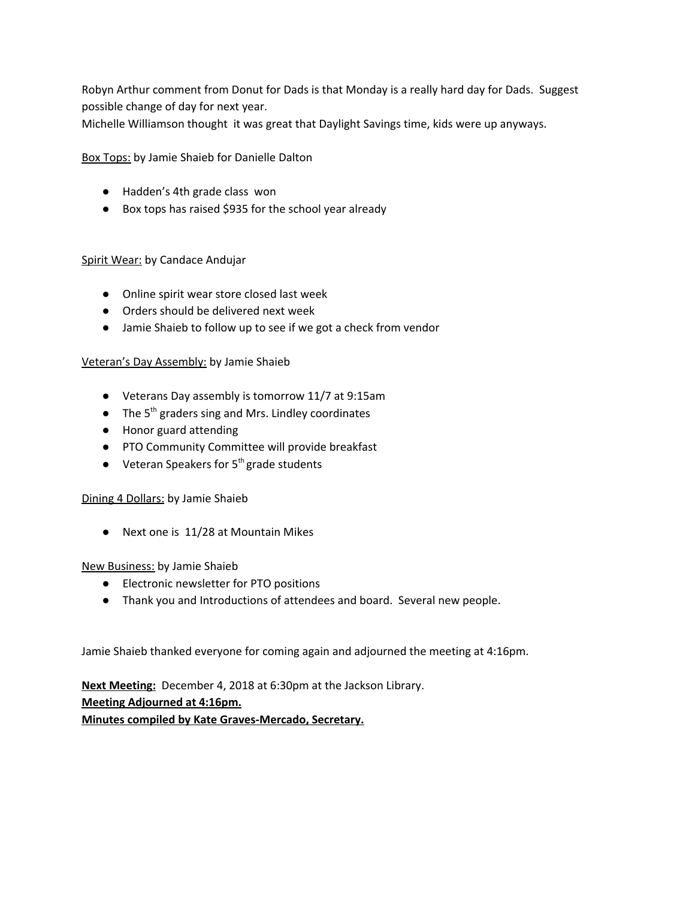Robyn Arthur comment from Donut for Dads is that Monday is a really hard day for Dads. Suggest possible change of day for next year.
Michelle Williamson thought it was great that Daylight Savings time, kids were up anyways.

<u>Box Tops:</u> by Jamie Shaieb for Danielle Dalton

- Hadden's 4th grade class won
- Box tops has raised $935 for the school year already

<u>Spirit Wear:</u> by Candace Andujar

- Online spirit wear store closed last week
- Orders should be delivered next week
- Jamie Shaieb to follow up to see if we got a check from vendor

<u>Veteran's Day Assembly:</u> by Jamie Shaieb

- Veterans Day assembly is tomorrow 11/7 at 9:15am
- The 5th graders sing and Mrs. Lindley coordinates
- Honor guard attending
- PTO Community Committee will provide breakfast
- Veteran Speakers for 5th grade students

<u>Dining 4 Dollars:</u> by Jamie Shaieb

- Next one is 11/28 at Mountain Mikes

<u>New Business:</u> by Jamie Shaieb

- Electronic newsletter for PTO positions
- Thank you and Introductions of attendees and board. Several new people.

Jamie Shaieb thanked everyone for coming again and adjourned the meeting at 4:16pm.

**Next Meeting:** December 4, 2018 at 6:30pm at the Jackson Library.
**Meeting Adjourned at 4:16pm.**
**Minutes compiled by Kate Graves-Mercado, Secretary.**